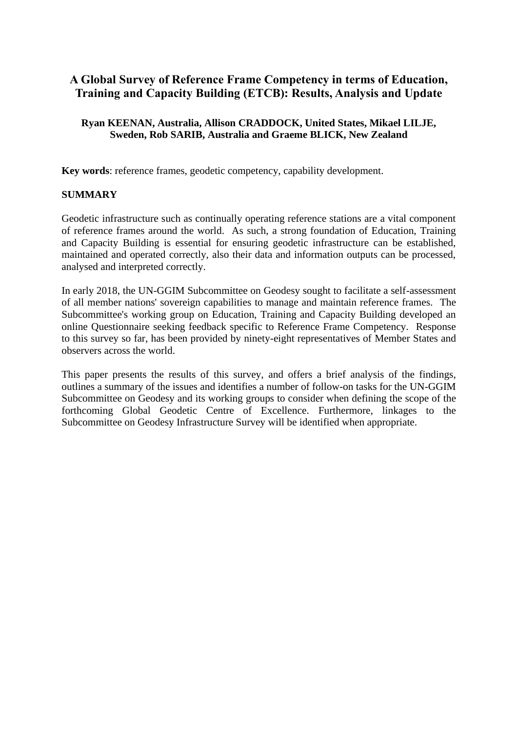# A Global Survey of Reference Frame Competency in terms of Education, Training and Capacity Building (ETCB): Results, Analysis and Update

**Ryan KEENAN, Australia, Allison CRADDOCK, United States, Mikael LILJE, Sweden, Rob SARIB, Australia and Graeme BLICK, New Zealand**

**Key words**: reference frames, geodetic competency, capability development.

## SUMMARY

Geodetic infrastructure such as continually operating reference stations are a vital component of reference frames around the world. As such, a strong foundation of Education, Training and Capacity Building is essential for ensuring geodetic infrastructure can be established, maintained and operated correctly, also their data and information outputs can be processed, analysed and interpreted correctly.

In early 2018, the UN-GGIM Subcommittee on Geodesy sought to facilitate a self-assessment of all member nations' sovereign capabilities to manage and maintain reference frames. The Subcommittee's working group on Education, Training and Capacity Building developed an online Questionnaire seeking feedback specific to Reference Frame Competency. Response to this survey so far, has been provided by ninety-eight representatives of Member States and observers across the world.

This paper presents the results of this survey, and offers a brief analysis of the findings, outlines a summary of the issues and identifies a number of follow-on tasks for the UN-GGIM Subcommittee on Geodesy and its working groups to consider when defining the scope of the forthcoming Global Geodetic Centre of Excellence. Furthermore, linkages to the Subcommittee on Geodesy Infrastructure Survey will be identified when appropriate.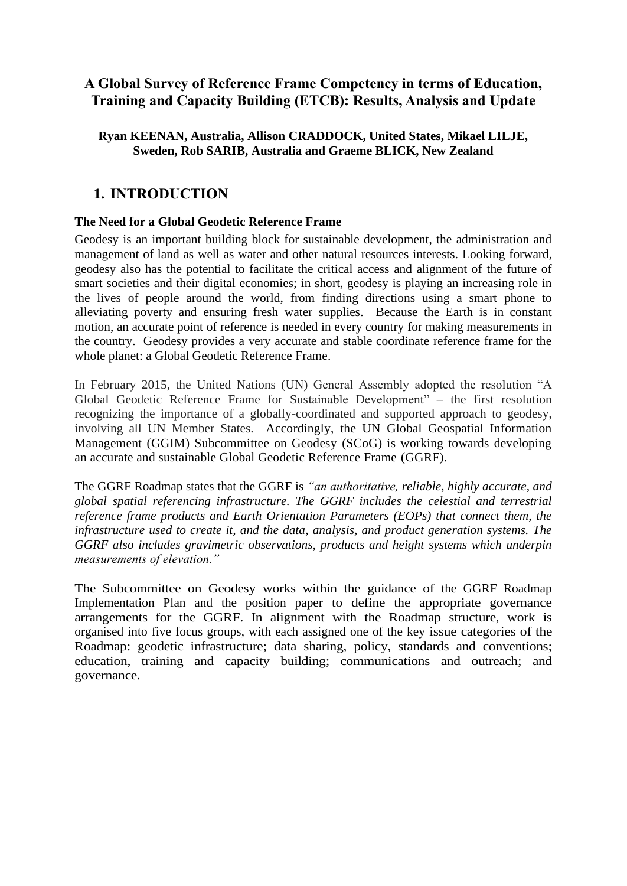# A Global Survey of Reference Frame Competency in terms of Education, Training and Capacity Building (ETCB): Results, Analysis and Update

**Ryan KEENAN, Australia, Allison CRADDOCK, United States, Mikael LILJE, Sweden, Rob SARIB, Australia and Graeme BLICK, New Zealand**

## 1. INTRODUCTION

### The Need for a Global Geodetic Reference Frame

Geodesy is an important building block for sustainable development, the administration and management of land as well as water and other natural resources interests. Looking forward, geodesy also has the potential to facilitate the critical access and alignment of the future of smart societies and their digital economies; in short, geodesy is playing an increasing role in the lives of people around the world, from finding directions using a smart phone to alleviating poverty and ensuring fresh water supplies. Because the Earth is in constant motion, an accurate point of reference is needed in every country for making measurements in the country. Geodesy provides a very accurate and stable coordinate reference frame for the whole planet: a Global Geodetic Reference Frame.

In February 2015, the United Nations (UN) General Assembly adopted the resolution "A Global Geodetic Reference Frame for Sustainable Development" – the first resolution recognizing the importance of a globally-coordinated and supported approach to geodesy, involving all UN Member States. Accordingly, the UN Global Geospatial Information Management (GGIM) Subcommittee on Geodesy (SCoG) is working towards developing an accurate and sustainable Global Geodetic Reference Frame (GGRF).

The GGRF Roadmap states that the GGRF is *"an authoritative, reliable, highly accurate, and global spatial referencing infrastructure. The GGRF includes the celestial and terrestrial reference frame products and Earth Orientation Parameters (EOPs) that connect them, the infrastructure used to create it, and the data, analysis, and product generation systems. The GGRF also includes gravimetric observations, products and height systems which underpin measurements of elevation."*

The Subcommittee on Geodesy works within the guidance of the GGRF Roadmap Implementation Plan and the position paper to define the appropriate governance arrangements for the GGRF. In alignment with the Roadmap structure, work is organised into five focus groups, with each assigned one of the key issue categories of the Roadmap: geodetic infrastructure; data sharing, policy, standards and conventions; education, training and capacity building; communications and outreach; and governance.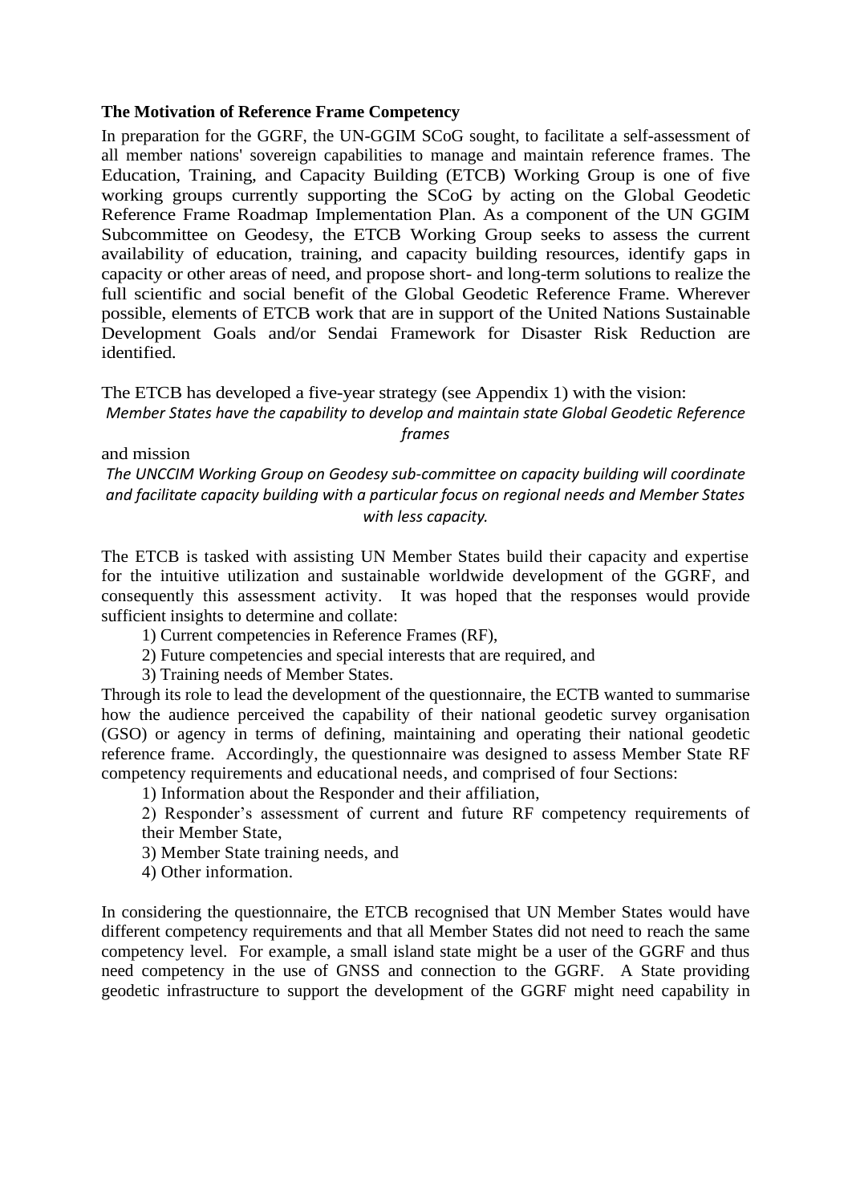**The Motivation of Reference Frame Competency**

In preparation for the GGRF, the UN-GGIM SCoG sought, to facilitate a self-assessment of all member nations' sovereign capabilities to manage and maintain reference frames. The Education, Training, and Capacity Building (ETCB) Working Group is one of five working groups currently supporting the SCoG by acting on the Global Geodetic Reference Frame Roadmap Implementation Plan. As a component of the UN GGIM Subcommittee on Geodesy, the ETCB Working Group seeks to assess the current availability of education, training, and capacity building resources, identify gaps in capacity or other areas of need, and propose short- and long-term solutions to realize the full scientific and social benefit of the Global Geodetic Reference Frame. Wherever possible, elements of ETCB work that are in support of the United Nations Sustainable Development Goals and/or Sendai Framework for Disaster Risk Reduction are identified.

The ETCB has developed a five-year strategy (see Appendix 1) with the vision:

*Member States have the capability to develop and maintain state Global Geodetic Reference frames*

and mission

*The UNCCIM Working Group on Geodesy sub-committee on capacity building will coordinate and facilitate capacity building with a particular focus on regional needs and Member States with less capacity.*

The ETCB is tasked with assisting UN Member States build their capacity and expertise for the intuitive utilization and sustainable worldwide development of the GGRF, and consequently this assessment activity. It was hoped that the responses would provide sufficient insights to determine and collate:

1) Current competencies in Reference Frames (RF),
2) Future competencies and special interests that are required, and
3) Training needs of Member States.

Through its role to lead the development of the questionnaire, the ECTB wanted to summarise how the audience perceived the capability of their national geodetic survey organisation (GSO) or agency in terms of defining, maintaining and operating their national geodetic reference frame. Accordingly, the questionnaire was designed to assess Member State RF competency requirements and educational needs, and comprised of four Sections:

1) Information about the Responder and their affiliation,
2) Responder's assessment of current and future RF competency requirements of their Member State,
3) Member State training needs, and
4) Other information.

In considering the questionnaire, the ETCB recognised that UN Member States would have different competency requirements and that all Member States did not need to reach the same competency level. For example, a small island state might be a user of the GGRF and thus need competency in the use of GNSS and connection to the GGRF. A State providing geodetic infrastructure to support the development of the GGRF might need capability in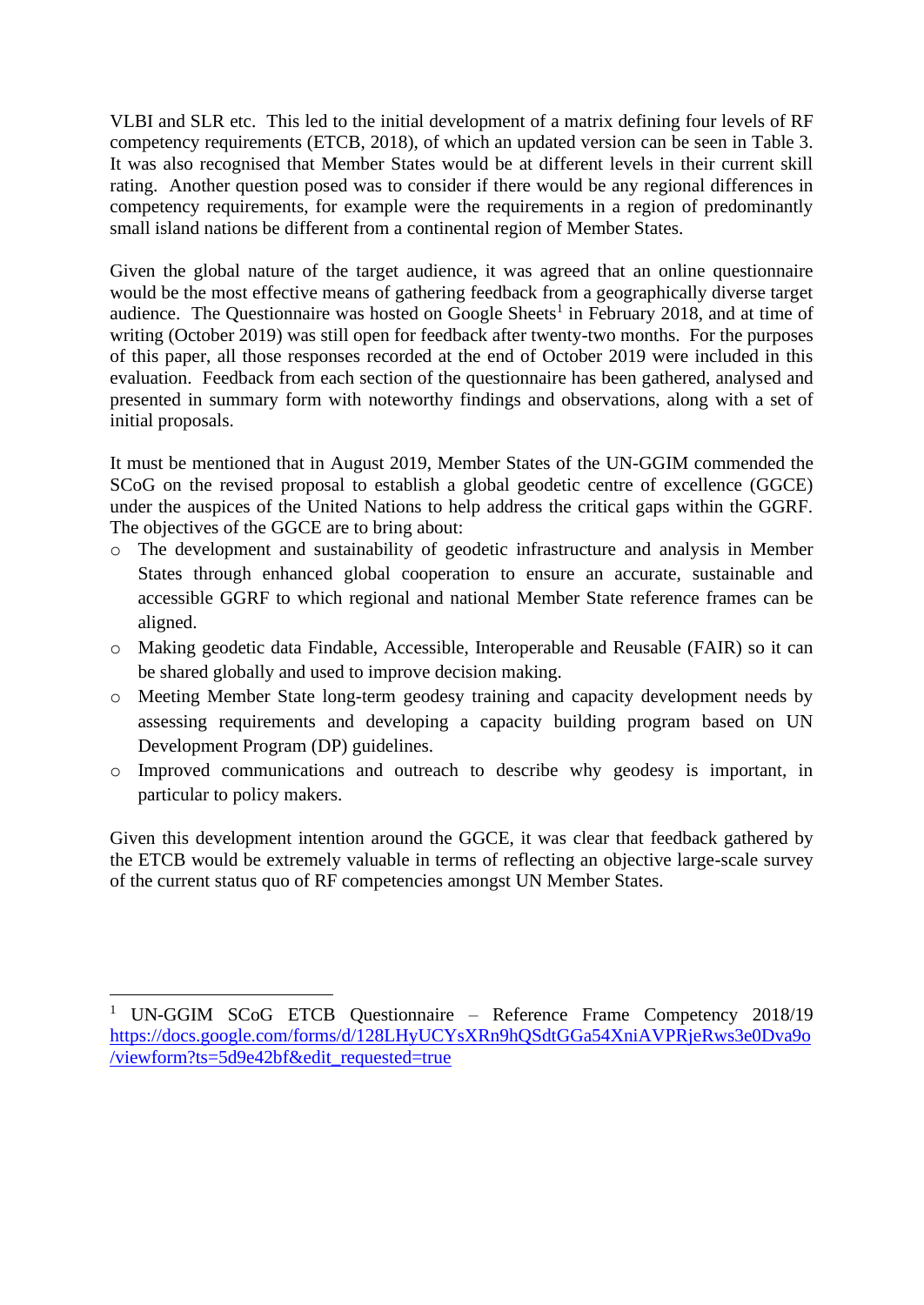VLBI and SLR etc. This led to the initial development of a matrix defining four levels of RF competency requirements (ETCB, 2018), of which an updated version can be seen in Table 3. It was also recognised that Member States would be at different levels in their current skill rating. Another question posed was to consider if there would be any regional differences in competency requirements, for example were the requirements in a region of predominantly small island nations be different from a continental region of Member States.

Given the global nature of the target audience, it was agreed that an online questionnaire would be the most effective means of gathering feedback from a geographically diverse target audience. The Questionnaire was hosted on Google Sheets[1] in February 2018, and at time of writing (October 2019) was still open for feedback after twenty-two months. For the purposes of this paper, all those responses recorded at the end of October 2019 were included in this evaluation. Feedback from each section of the questionnaire has been gathered, analysed and presented in summary form with noteworthy findings and observations, along with a set of initial proposals.

It must be mentioned that in August 2019, Member States of the UN-GGIM commended the SCoG on the revised proposal to establish a global geodetic centre of excellence (GGCE) under the auspices of the United Nations to help address the critical gaps within the GGRF. The objectives of the GGCE are to bring about:

- The development and sustainability of geodetic infrastructure and analysis in Member States through enhanced global cooperation to ensure an accurate, sustainable and accessible GGRF to which regional and national Member State reference frames can be aligned.
- Making geodetic data Findable, Accessible, Interoperable and Reusable (FAIR) so it can be shared globally and used to improve decision making.
- Meeting Member State long-term geodesy training and capacity development needs by assessing requirements and developing a capacity building program based on UN Development Program (DP) guidelines.
- Improved communications and outreach to describe why geodesy is important, in particular to policy makers.

Given this development intention around the GGCE, it was clear that feedback gathered by the ETCB would be extremely valuable in terms of reflecting an objective large-scale survey of the current status quo of RF competencies amongst UN Member States.

---

[1] UN-GGIM SCoG ETCB Questionnaire – Reference Frame Competency 2018/19 https://docs.google.com/forms/d/128LHyUCYsXRn9hQSdtGGa54XniAVPRjeRws3e0Dva9o/viewform?ts=5d9e42bf&edit_requested=true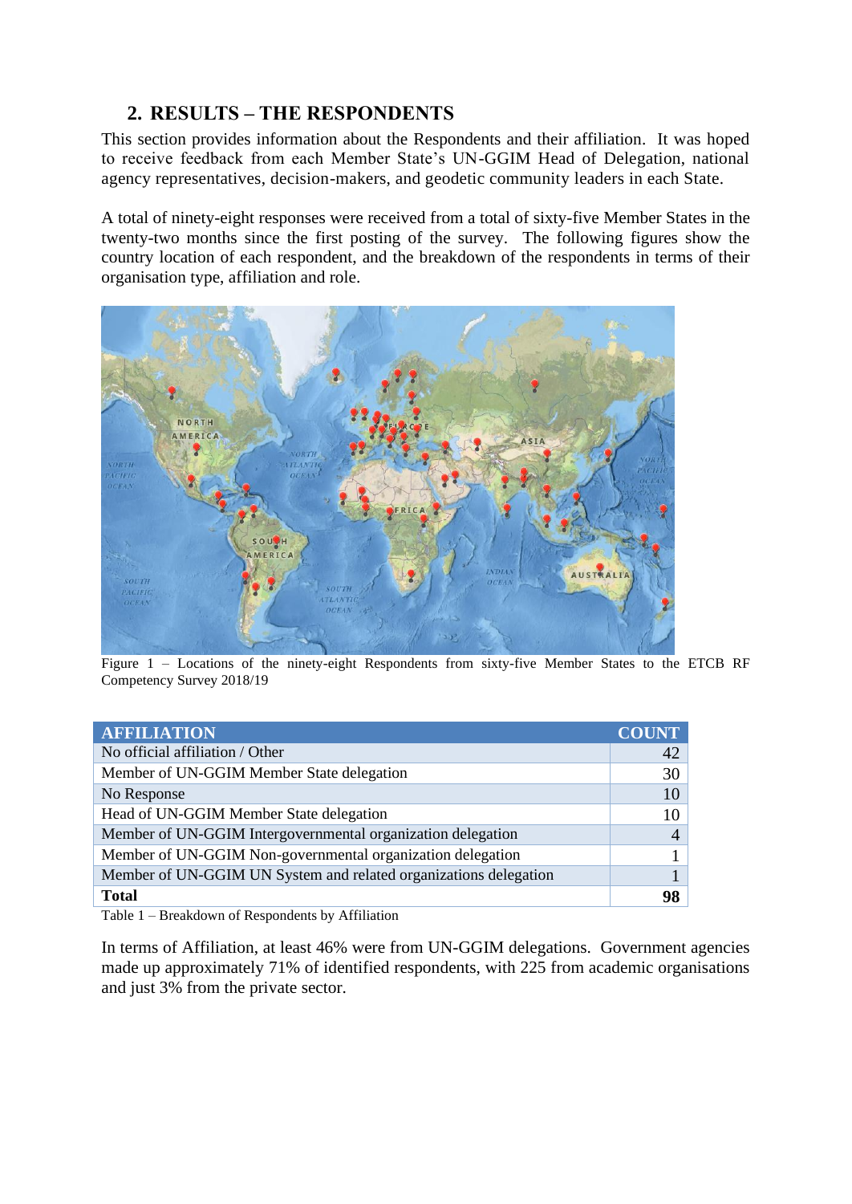## 2. RESULTS – THE RESPONDENTS

This section provides information about the Respondents and their affiliation. It was hoped to receive feedback from each Member State's UN-GGIM Head of Delegation, national agency representatives, decision-makers, and geodetic community leaders in each State.

A total of ninety-eight responses were received from a total of sixty-five Member States in the twenty-two months since the first posting of the survey. The following figures show the country location of each respondent, and the breakdown of the respondents in terms of their organisation type, affiliation and role.

Figure 1 – Locations of the ninety-eight Respondents from sixty-five Member States to the ETCB RF Competency Survey 2018/19

| AFFILIATION | COUNT |
|---|---|
| No official affiliation / Other | 42 |
| Member of UN-GGIM Member State delegation | 30 |
| No Response | 10 |
| Head of UN-GGIM Member State delegation | 10 |
| Member of UN-GGIM Intergovernmental organization delegation | 4 |
| Member of UN-GGIM Non-governmental organization delegation | 1 |
| Member of UN-GGIM UN System and related organizations delegation | 1 |
| **Total** | **98** |

Table 1 – Breakdown of Respondents by Affiliation

In terms of Affiliation, at least 46% were from UN-GGIM delegations. Government agencies made up approximately 71% of identified respondents, with 225 from academic organisations and just 3% from the private sector.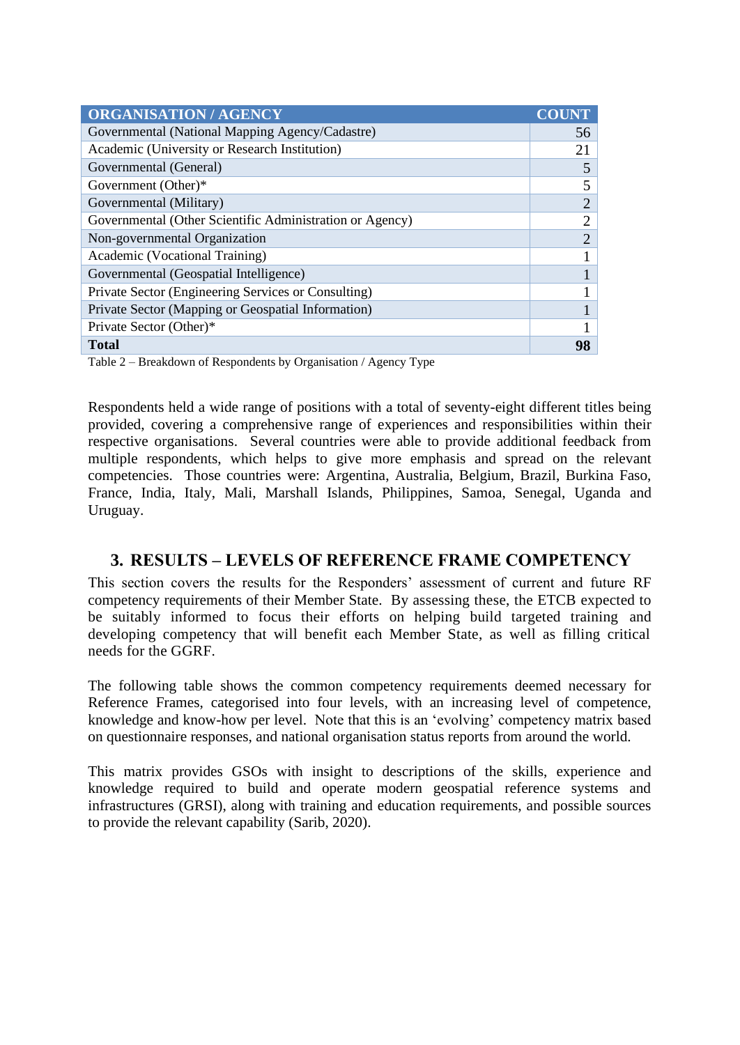| ORGANISATION / AGENCY | COUNT |
|---|---|
| Governmental (National Mapping Agency/Cadastre) | 56 |
| Academic (University or Research Institution) | 21 |
| Governmental (General) | 5 |
| Government (Other)* | 5 |
| Governmental (Military) | 2 |
| Governmental (Other Scientific Administration or Agency) | 2 |
| Non-governmental Organization | 2 |
| Academic (Vocational Training) | 1 |
| Governmental (Geospatial Intelligence) | 1 |
| Private Sector (Engineering Services or Consulting) | 1 |
| Private Sector (Mapping or Geospatial Information) | 1 |
| Private Sector (Other)* | 1 |
| **Total** | **98** |

Table 2 – Breakdown of Respondents by Organisation / Agency Type

Respondents held a wide range of positions with a total of seventy-eight different titles being provided, covering a comprehensive range of experiences and responsibilities within their respective organisations. Several countries were able to provide additional feedback from multiple respondents, which helps to give more emphasis and spread on the relevant competencies. Those countries were: Argentina, Australia, Belgium, Brazil, Burkina Faso, France, India, Italy, Mali, Marshall Islands, Philippines, Samoa, Senegal, Uganda and Uruguay.

## 3. RESULTS – LEVELS OF REFERENCE FRAME COMPETENCY

This section covers the results for the Responders' assessment of current and future RF competency requirements of their Member State. By assessing these, the ETCB expected to be suitably informed to focus their efforts on helping build targeted training and developing competency that will benefit each Member State, as well as filling critical needs for the GGRF.

The following table shows the common competency requirements deemed necessary for Reference Frames, categorised into four levels, with an increasing level of competence, knowledge and know-how per level. Note that this is an 'evolving' competency matrix based on questionnaire responses, and national organisation status reports from around the world.

This matrix provides GSOs with insight to descriptions of the skills, experience and knowledge required to build and operate modern geospatial reference systems and infrastructures (GRSI), along with training and education requirements, and possible sources to provide the relevant capability (Sarib, 2020).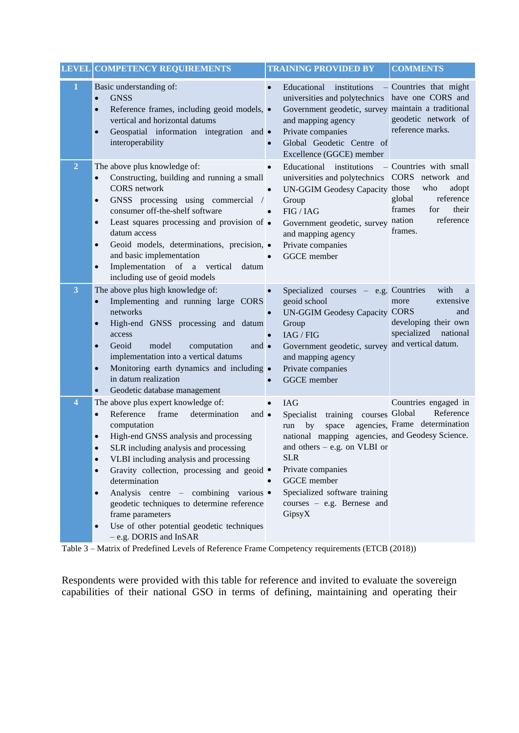| LEVEL | COMPETENCY REQUIREMENTS | TRAINING PROVIDED BY | COMMENTS |
|---|---|---|---|
| 1 | Basic understanding of:<br>• GNSS<br>• Reference frames, including geoid models, vertical and horizontal datums<br>• Geospatial information integration and interoperability | • Educational institutions – universities and polytechnics<br>• Government geodetic, survey and mapping agency<br>• Private companies<br>• Global Geodetic Centre of Excellence (GGCE) member | Countries that might have one CORS and maintain a traditional geodetic network of reference marks. |
| 2 | The above plus knowledge of:<br>• Constructing, building and running a small CORS network<br>• GNSS processing using commercial / consumer off-the-shelf software<br>• Least squares processing and provision of datum access<br>• Geoid models, determinations, precision, and basic implementation<br>• Implementation of a vertical datum including use of geoid models | • Educational institutions – universities and polytechnics<br>• UN-GGIM Geodesy Capacity Group<br>• FIG / IAG<br>• Government geodetic, survey and mapping agency<br>• Private companies<br>• GGCE member | Countries with small CORS network and those who adopt global reference frames for their nation reference frames. |
| 3 | The above plus high knowledge of:<br>• Implementing and running large CORS networks<br>• High-end GNSS processing and datum access<br>• Geoid model computation and implementation into a vertical datums<br>• Monitoring earth dynamics and including in datum realization<br>• Geodetic database management | • Specialized courses – e.g. geoid school<br>• UN-GGIM Geodesy Capacity Group<br>• IAG / FIG<br>• Government geodetic, survey and mapping agency<br>• Private companies<br>• GGCE member | Countries with a more extensive CORS and developing their own specialized national and vertical datum. |
| 4 | The above plus expert knowledge of:<br>• Reference frame determination and computation<br>• High-end GNSS analysis and processing<br>• SLR including analysis and processing<br>• VLBI including analysis and processing<br>• Gravity collection, processing and geoid determination<br>• Analysis centre – combining various geodetic techniques to determine reference frame parameters<br>• Use of other potential geodetic techniques – e.g. DORIS and InSAR | • IAG<br>• Specialist training courses run by space agencies, national mapping agencies, and others – e.g. on VLBI or SLR<br>• Private companies<br>• GGCE member<br>• Specialized software training courses – e.g. Bernese and GipsyX | Countries engaged in Global Reference Frame determination and Geodesy Science. |

Table 3 – Matrix of Predefined Levels of Reference Frame Competency requirements (ETCB (2018))

Respondents were provided with this table for reference and invited to evaluate the sovereign capabilities of their national GSO in terms of defining, maintaining and operating their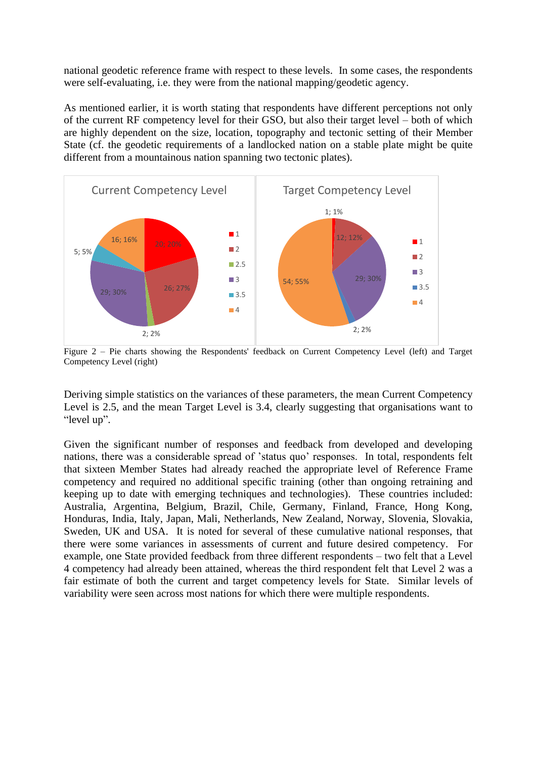national geodetic reference frame with respect to these levels. In some cases, the respondents were self-evaluating, i.e. they were from the national mapping/geodetic agency.

As mentioned earlier, it is worth stating that respondents have different perceptions not only of the current RF competency level for their GSO, but also their target level – both of which are highly dependent on the size, location, topography and tectonic setting of their Member State (cf. the geodetic requirements of a landlocked nation on a stable plate might be quite different from a mountainous nation spanning two tectonic plates).

Figure 2 – Pie charts showing the Respondents' feedback on Current Competency Level (left) and Target Competency Level (right)

Deriving simple statistics on the variances of these parameters, the mean Current Competency Level is 2.5, and the mean Target Level is 3.4, clearly suggesting that organisations want to "level up".

Given the significant number of responses and feedback from developed and developing nations, there was a considerable spread of 'status quo' responses. In total, respondents felt that sixteen Member States had already reached the appropriate level of Reference Frame competency and required no additional specific training (other than ongoing retraining and keeping up to date with emerging techniques and technologies). These countries included: Australia, Argentina, Belgium, Brazil, Chile, Germany, Finland, France, Hong Kong, Honduras, India, Italy, Japan, Mali, Netherlands, New Zealand, Norway, Slovenia, Slovakia, Sweden, UK and USA. It is noted for several of these cumulative national responses, that there were some variances in assessments of current and future desired competency. For example, one State provided feedback from three different respondents – two felt that a Level 4 competency had already been attained, whereas the third respondent felt that Level 2 was a fair estimate of both the current and target competency levels for State. Similar levels of variability were seen across most nations for which there were multiple respondents.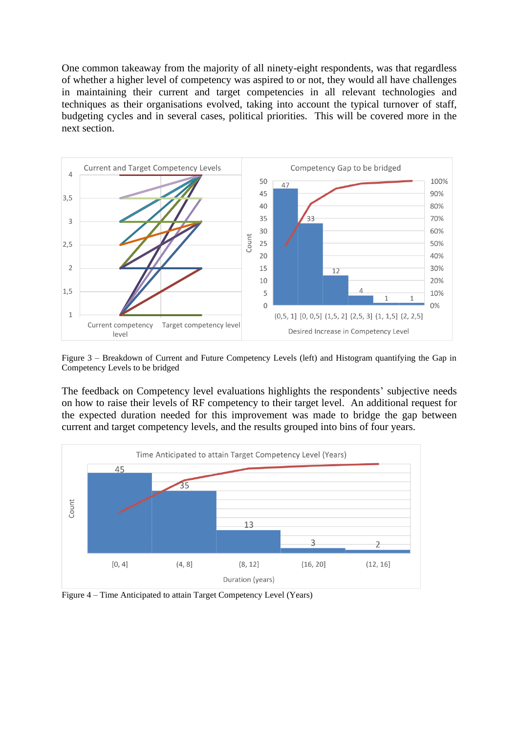One common takeaway from the majority of all ninety-eight respondents, was that regardless of whether a higher level of competency was aspired to or not, they would all have challenges in maintaining their current and target competencies in all relevant technologies and techniques as their organisations evolved, taking into account the typical turnover of staff, budgeting cycles and in several cases, political priorities. This will be covered more in the next section.

Figure 3 – Breakdown of Current and Future Competency Levels (left) and Histogram quantifying the Gap in Competency Levels to be bridged

The feedback on Competency level evaluations highlights the respondents' subjective needs on how to raise their levels of RF competency to their target level. An additional request for the expected duration needed for this improvement was made to bridge the gap between current and target competency levels, and the results grouped into bins of four years.

Figure 4 – Time Anticipated to attain Target Competency Level (Years)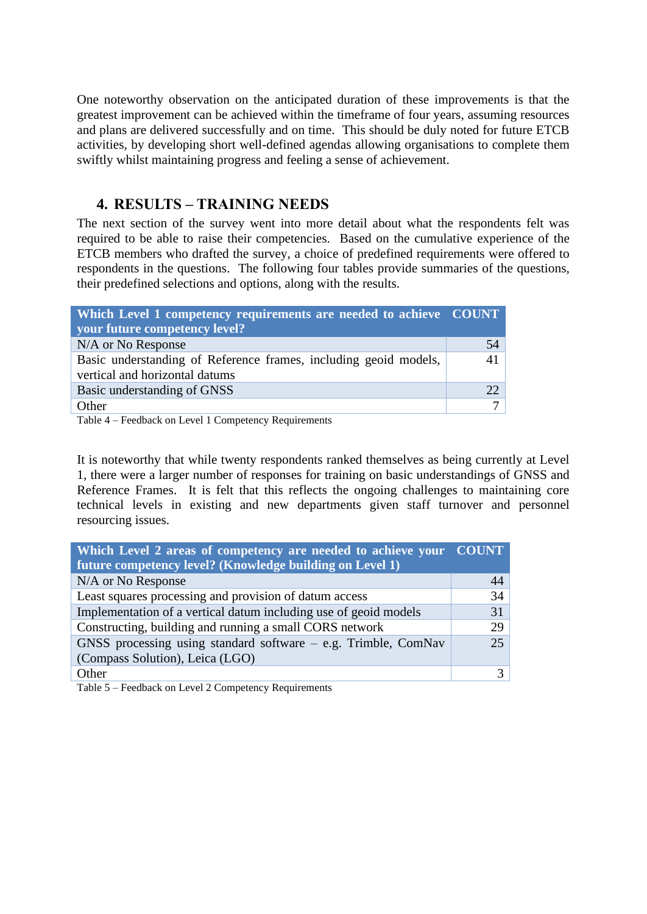One noteworthy observation on the anticipated duration of these improvements is that the greatest improvement can be achieved within the timeframe of four years, assuming resources and plans are delivered successfully and on time. This should be duly noted for future ETCB activities, by developing short well-defined agendas allowing organisations to complete them swiftly whilst maintaining progress and feeling a sense of achievement.

## 4. RESULTS – TRAINING NEEDS

The next section of the survey went into more detail about what the respondents felt was required to be able to raise their competencies. Based on the cumulative experience of the ETCB members who drafted the survey, a choice of predefined requirements were offered to respondents in the questions. The following four tables provide summaries of the questions, their predefined selections and options, along with the results.

| Which Level 1 competency requirements are needed to achieve your future competency level? | COUNT |
|---|---|
| N/A or No Response | 54 |
| Basic understanding of Reference frames, including geoid models, vertical and horizontal datums | 41 |
| Basic understanding of GNSS | 22 |
| Other | 7 |

Table 4 – Feedback on Level 1 Competency Requirements

It is noteworthy that while twenty respondents ranked themselves as being currently at Level 1, there were a larger number of responses for training on basic understandings of GNSS and Reference Frames. It is felt that this reflects the ongoing challenges to maintaining core technical levels in existing and new departments given staff turnover and personnel resourcing issues.

| Which Level 2 areas of competency are needed to achieve your future competency level? (Knowledge building on Level 1) | COUNT |
|---|---|
| N/A or No Response | 44 |
| Least squares processing and provision of datum access | 34 |
| Implementation of a vertical datum including use of geoid models | 31 |
| Constructing, building and running a small CORS network | 29 |
| GNSS processing using standard software – e.g. Trimble, ComNav (Compass Solution), Leica (LGO) | 25 |
| Other | 3 |

Table 5 – Feedback on Level 2 Competency Requirements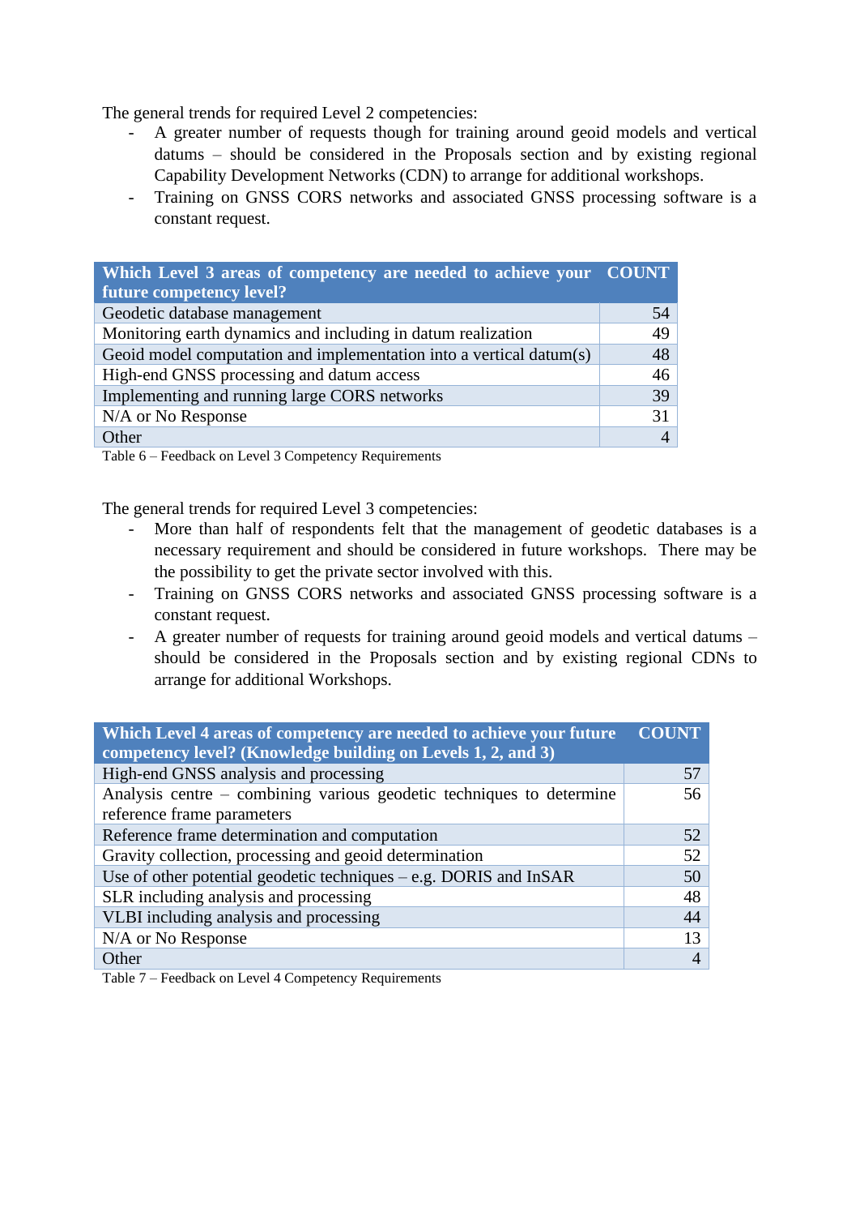The general trends for required Level 2 competencies:

- A greater number of requests though for training around geoid models and vertical datums – should be considered in the Proposals section and by existing regional Capability Development Networks (CDN) to arrange for additional workshops.
- Training on GNSS CORS networks and associated GNSS processing software is a constant request.

| Which Level 3 areas of competency are needed to achieve your future competency level? | COUNT |
|---|---|
| Geodetic database management | 54 |
| Monitoring earth dynamics and including in datum realization | 49 |
| Geoid model computation and implementation into a vertical datum(s) | 48 |
| High-end GNSS processing and datum access | 46 |
| Implementing and running large CORS networks | 39 |
| N/A or No Response | 31 |
| Other | 4 |

Table 6 – Feedback on Level 3 Competency Requirements

The general trends for required Level 3 competencies:

- More than half of respondents felt that the management of geodetic databases is a necessary requirement and should be considered in future workshops. There may be the possibility to get the private sector involved with this.
- Training on GNSS CORS networks and associated GNSS processing software is a constant request.
- A greater number of requests for training around geoid models and vertical datums – should be considered in the Proposals section and by existing regional CDNs to arrange for additional Workshops.

| Which Level 4 areas of competency are needed to achieve your future competency level? (Knowledge building on Levels 1, 2, and 3) | COUNT |
|---|---|
| High-end GNSS analysis and processing | 57 |
| Analysis centre – combining various geodetic techniques to determine reference frame parameters | 56 |
| Reference frame determination and computation | 52 |
| Gravity collection, processing and geoid determination | 52 |
| Use of other potential geodetic techniques – e.g. DORIS and InSAR | 50 |
| SLR including analysis and processing | 48 |
| VLBI including analysis and processing | 44 |
| N/A or No Response | 13 |
| Other | 4 |

Table 7 – Feedback on Level 4 Competency Requirements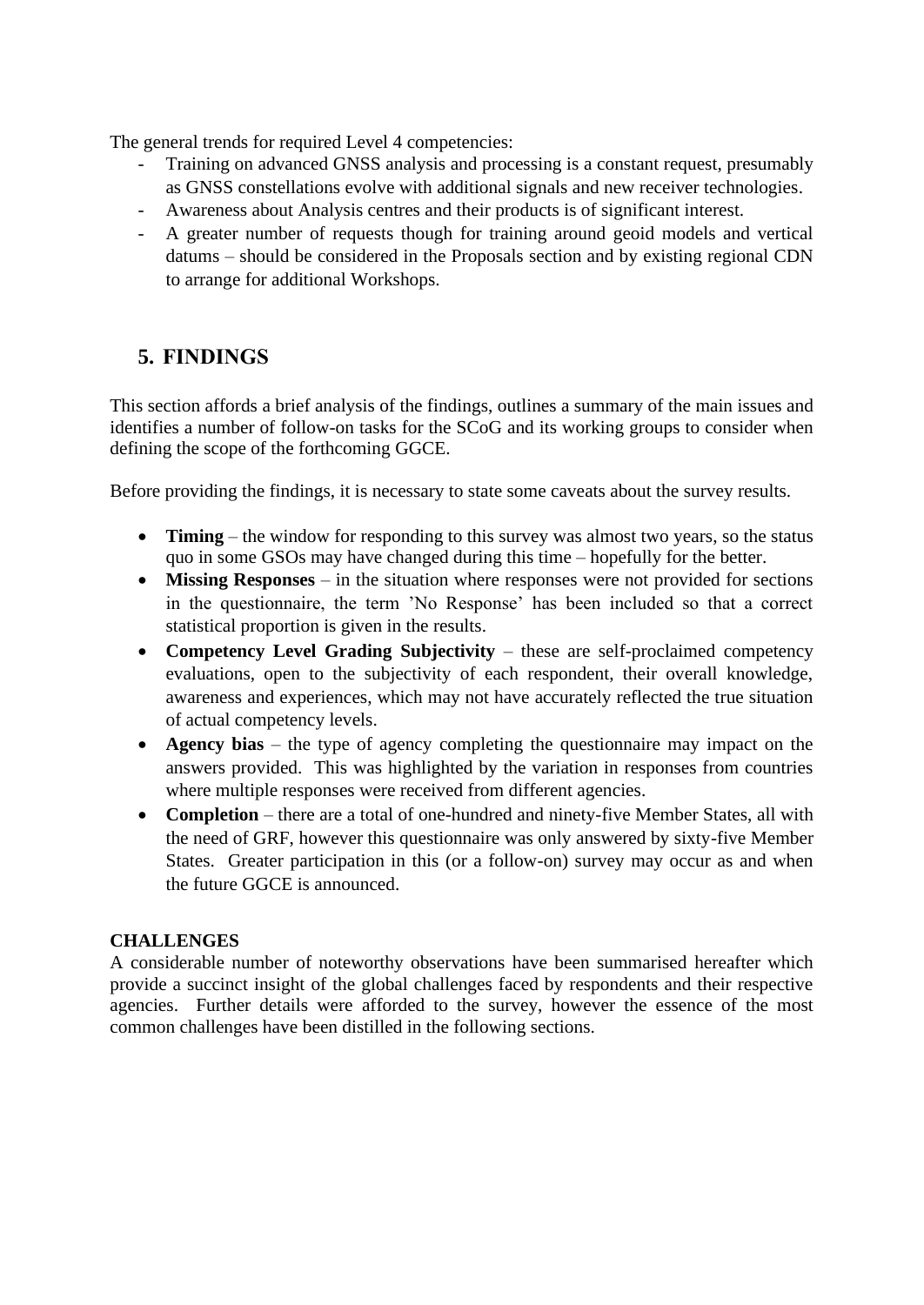The general trends for required Level 4 competencies:

- Training on advanced GNSS analysis and processing is a constant request, presumably as GNSS constellations evolve with additional signals and new receiver technologies.
- Awareness about Analysis centres and their products is of significant interest.
- A greater number of requests though for training around geoid models and vertical datums – should be considered in the Proposals section and by existing regional CDN to arrange for additional Workshops.

## 5. FINDINGS

This section affords a brief analysis of the findings, outlines a summary of the main issues and identifies a number of follow-on tasks for the SCoG and its working groups to consider when defining the scope of the forthcoming GGCE.

Before providing the findings, it is necessary to state some caveats about the survey results.

- **Timing** – the window for responding to this survey was almost two years, so the status quo in some GSOs may have changed during this time – hopefully for the better.
- **Missing Responses** – in the situation where responses were not provided for sections in the questionnaire, the term 'No Response' has been included so that a correct statistical proportion is given in the results.
- **Competency Level Grading Subjectivity** – these are self-proclaimed competency evaluations, open to the subjectivity of each respondent, their overall knowledge, awareness and experiences, which may not have accurately reflected the true situation of actual competency levels.
- **Agency bias** – the type of agency completing the questionnaire may impact on the answers provided. This was highlighted by the variation in responses from countries where multiple responses were received from different agencies.
- **Completion** – there are a total of one-hundred and ninety-five Member States, all with the need of GRF, however this questionnaire was only answered by sixty-five Member States. Greater participation in this (or a follow-on) survey may occur as and when the future GGCE is announced.

**CHALLENGES**

A considerable number of noteworthy observations have been summarised hereafter which provide a succinct insight of the global challenges faced by respondents and their respective agencies. Further details were afforded to the survey, however the essence of the most common challenges have been distilled in the following sections.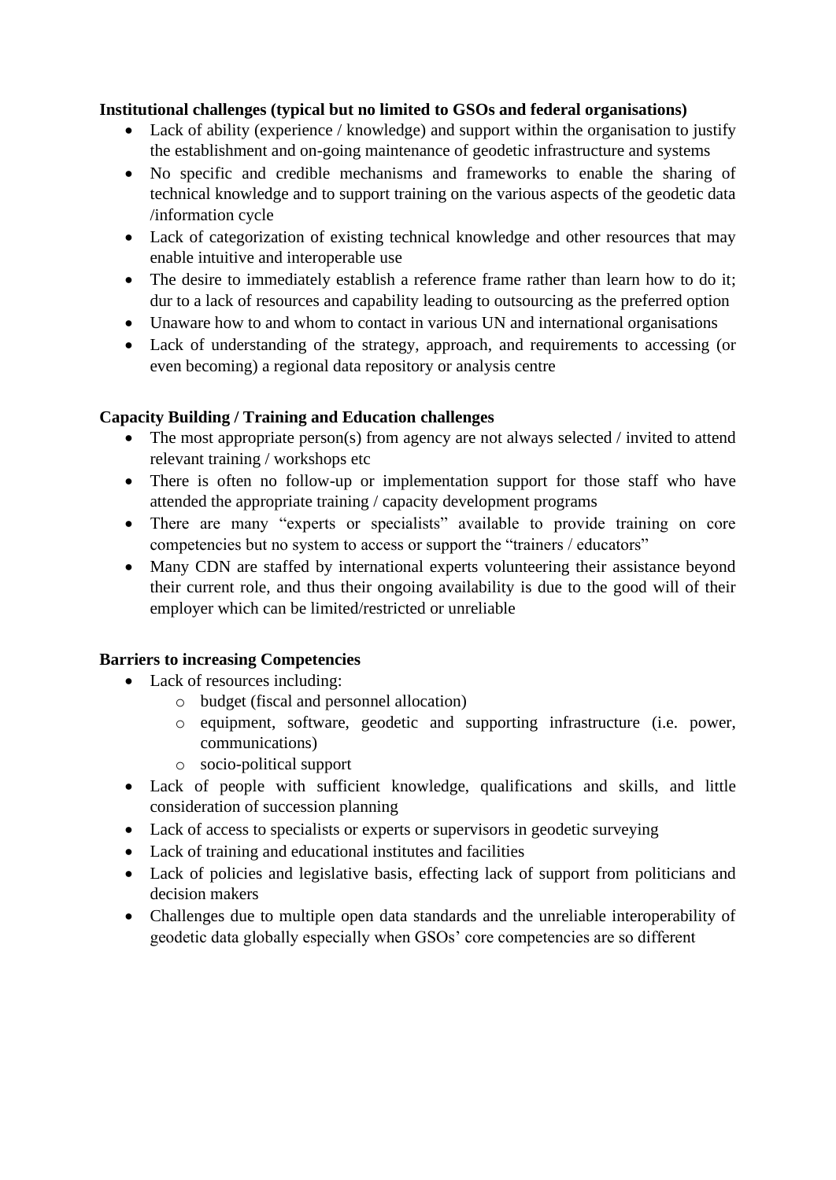**Institutional challenges (typical but no limited to GSOs and federal organisations)**

- Lack of ability (experience / knowledge) and support within the organisation to justify the establishment and on-going maintenance of geodetic infrastructure and systems
- No specific and credible mechanisms and frameworks to enable the sharing of technical knowledge and to support training on the various aspects of the geodetic data /information cycle
- Lack of categorization of existing technical knowledge and other resources that may enable intuitive and interoperable use
- The desire to immediately establish a reference frame rather than learn how to do it; dur to a lack of resources and capability leading to outsourcing as the preferred option
- Unaware how to and whom to contact in various UN and international organisations
- Lack of understanding of the strategy, approach, and requirements to accessing (or even becoming) a regional data repository or analysis centre

**Capacity Building / Training and Education challenges**

- The most appropriate person(s) from agency are not always selected / invited to attend relevant training / workshops etc
- There is often no follow-up or implementation support for those staff who have attended the appropriate training / capacity development programs
- There are many "experts or specialists" available to provide training on core competencies but no system to access or support the "trainers / educators"
- Many CDN are staffed by international experts volunteering their assistance beyond their current role, and thus their ongoing availability is due to the good will of their employer which can be limited/restricted or unreliable

**Barriers to increasing Competencies**

- Lack of resources including:
  - budget (fiscal and personnel allocation)
  - equipment, software, geodetic and supporting infrastructure (i.e. power, communications)
  - socio-political support
- Lack of people with sufficient knowledge, qualifications and skills, and little consideration of succession planning
- Lack of access to specialists or experts or supervisors in geodetic surveying
- Lack of training and educational institutes and facilities
- Lack of policies and legislative basis, effecting lack of support from politicians and decision makers
- Challenges due to multiple open data standards and the unreliable interoperability of geodetic data globally especially when GSOs' core competencies are so different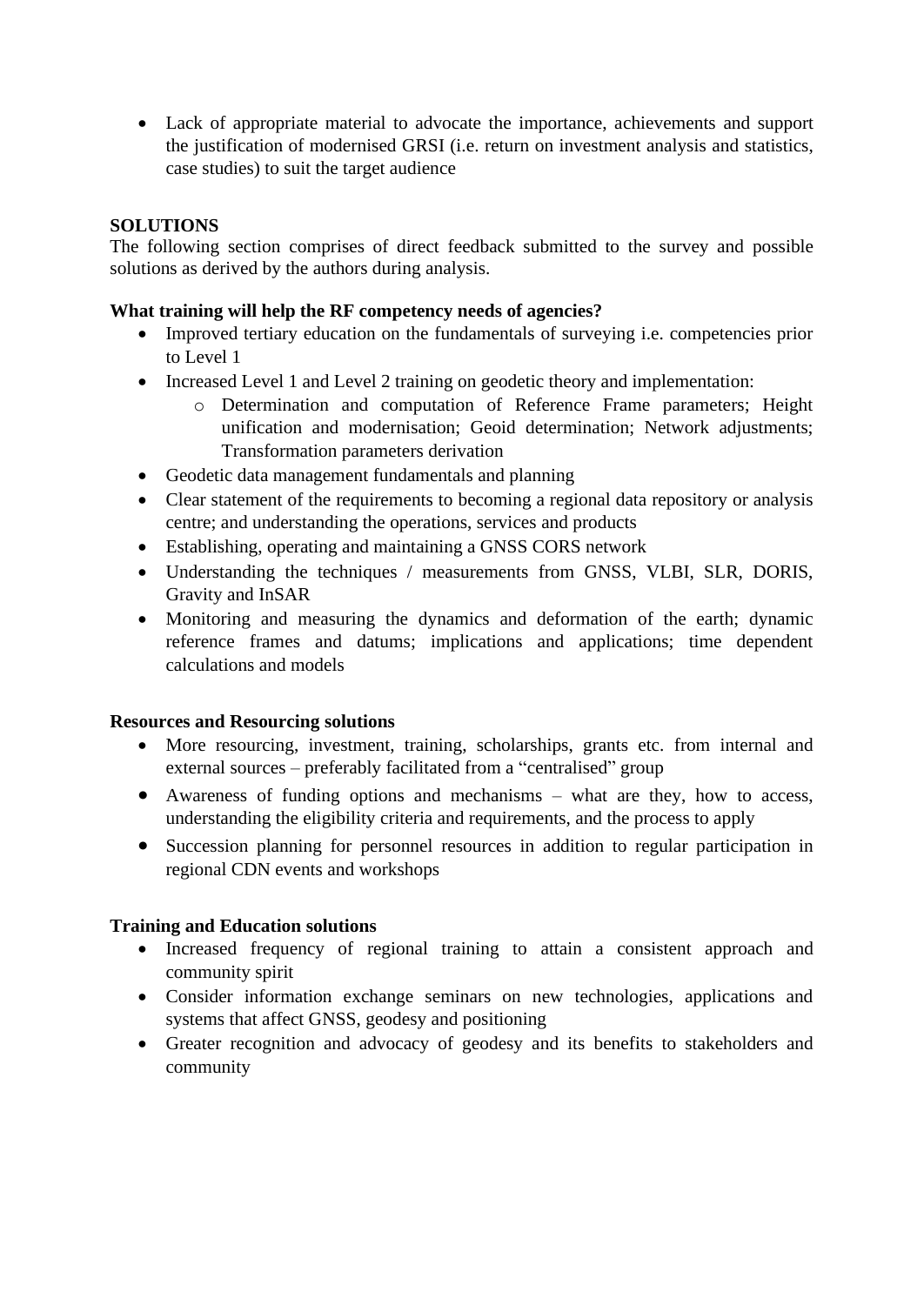- Lack of appropriate material to advocate the importance, achievements and support the justification of modernised GRSI (i.e. return on investment analysis and statistics, case studies) to suit the target audience

**SOLUTIONS**

The following section comprises of direct feedback submitted to the survey and possible solutions as derived by the authors during analysis.

**What training will help the RF competency needs of agencies?**

- Improved tertiary education on the fundamentals of surveying i.e. competencies prior to Level 1
- Increased Level 1 and Level 2 training on geodetic theory and implementation:
  - Determination and computation of Reference Frame parameters; Height unification and modernisation; Geoid determination; Network adjustments; Transformation parameters derivation
- Geodetic data management fundamentals and planning
- Clear statement of the requirements to becoming a regional data repository or analysis centre; and understanding the operations, services and products
- Establishing, operating and maintaining a GNSS CORS network
- Understanding the techniques / measurements from GNSS, VLBI, SLR, DORIS, Gravity and InSAR
- Monitoring and measuring the dynamics and deformation of the earth; dynamic reference frames and datums; implications and applications; time dependent calculations and models

**Resources and Resourcing solutions**

- More resourcing, investment, training, scholarships, grants etc. from internal and external sources – preferably facilitated from a "centralised" group
- Awareness of funding options and mechanisms – what are they, how to access, understanding the eligibility criteria and requirements, and the process to apply
- Succession planning for personnel resources in addition to regular participation in regional CDN events and workshops

**Training and Education solutions**

- Increased frequency of regional training to attain a consistent approach and community spirit
- Consider information exchange seminars on new technologies, applications and systems that affect GNSS, geodesy and positioning
- Greater recognition and advocacy of geodesy and its benefits to stakeholders and community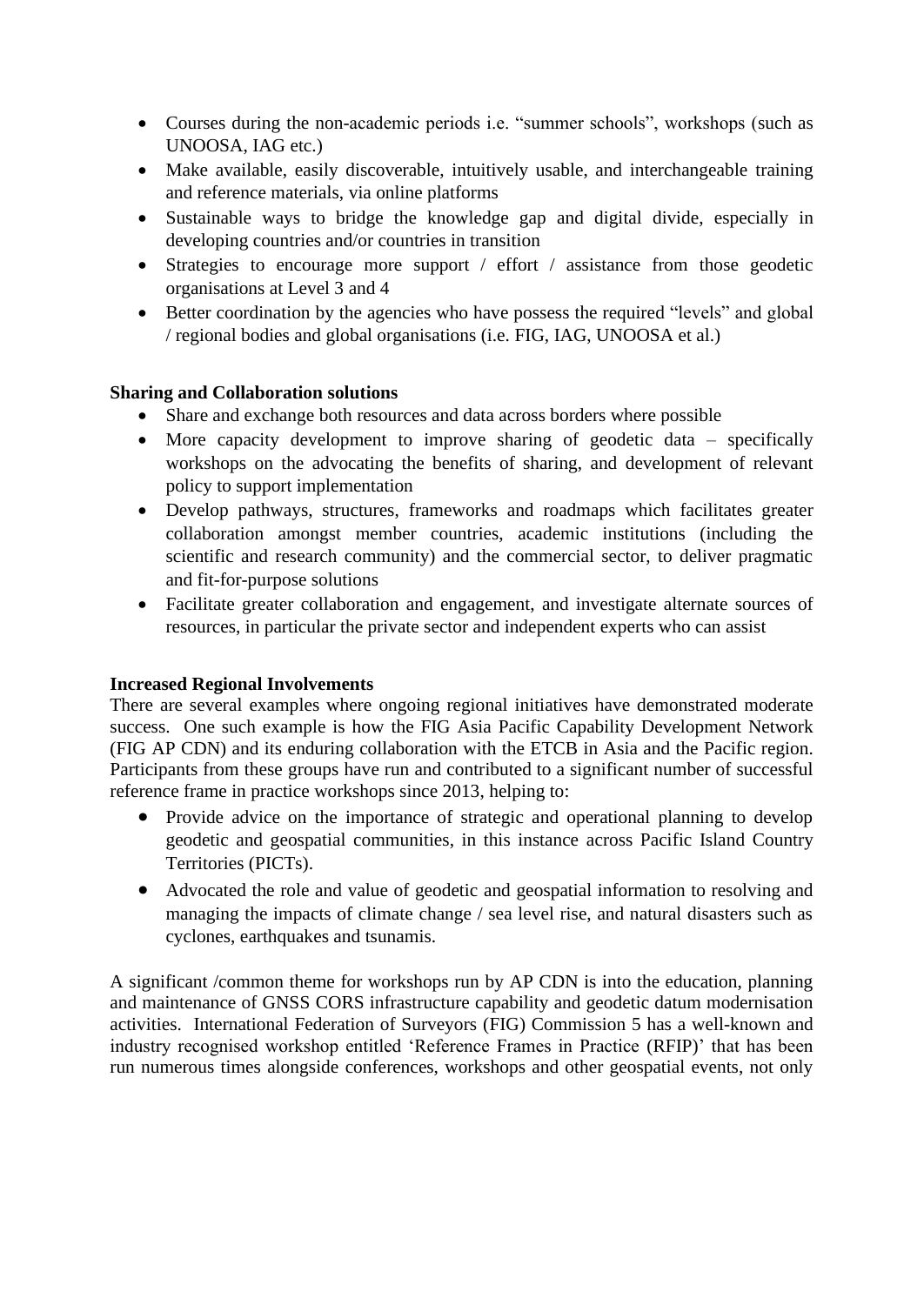- Courses during the non-academic periods i.e. "summer schools", workshops (such as UNOOSA, IAG etc.)
- Make available, easily discoverable, intuitively usable, and interchangeable training and reference materials, via online platforms
- Sustainable ways to bridge the knowledge gap and digital divide, especially in developing countries and/or countries in transition
- Strategies to encourage more support / effort / assistance from those geodetic organisations at Level 3 and 4
- Better coordination by the agencies who have possess the required "levels" and global / regional bodies and global organisations (i.e. FIG, IAG, UNOOSA et al.)

**Sharing and Collaboration solutions**

- Share and exchange both resources and data across borders where possible
- More capacity development to improve sharing of geodetic data – specifically workshops on the advocating the benefits of sharing, and development of relevant policy to support implementation
- Develop pathways, structures, frameworks and roadmaps which facilitates greater collaboration amongst member countries, academic institutions (including the scientific and research community) and the commercial sector, to deliver pragmatic and fit-for-purpose solutions
- Facilitate greater collaboration and engagement, and investigate alternate sources of resources, in particular the private sector and independent experts who can assist

**Increased Regional Involvements**

There are several examples where ongoing regional initiatives have demonstrated moderate success. One such example is how the FIG Asia Pacific Capability Development Network (FIG AP CDN) and its enduring collaboration with the ETCB in Asia and the Pacific region. Participants from these groups have run and contributed to a significant number of successful reference frame in practice workshops since 2013, helping to:

- Provide advice on the importance of strategic and operational planning to develop geodetic and geospatial communities, in this instance across Pacific Island Country Territories (PICTs).
- Advocated the role and value of geodetic and geospatial information to resolving and managing the impacts of climate change / sea level rise, and natural disasters such as cyclones, earthquakes and tsunamis.

A significant /common theme for workshops run by AP CDN is into the education, planning and maintenance of GNSS CORS infrastructure capability and geodetic datum modernisation activities. International Federation of Surveyors (FIG) Commission 5 has a well-known and industry recognised workshop entitled 'Reference Frames in Practice (RFIP)' that has been run numerous times alongside conferences, workshops and other geospatial events, not only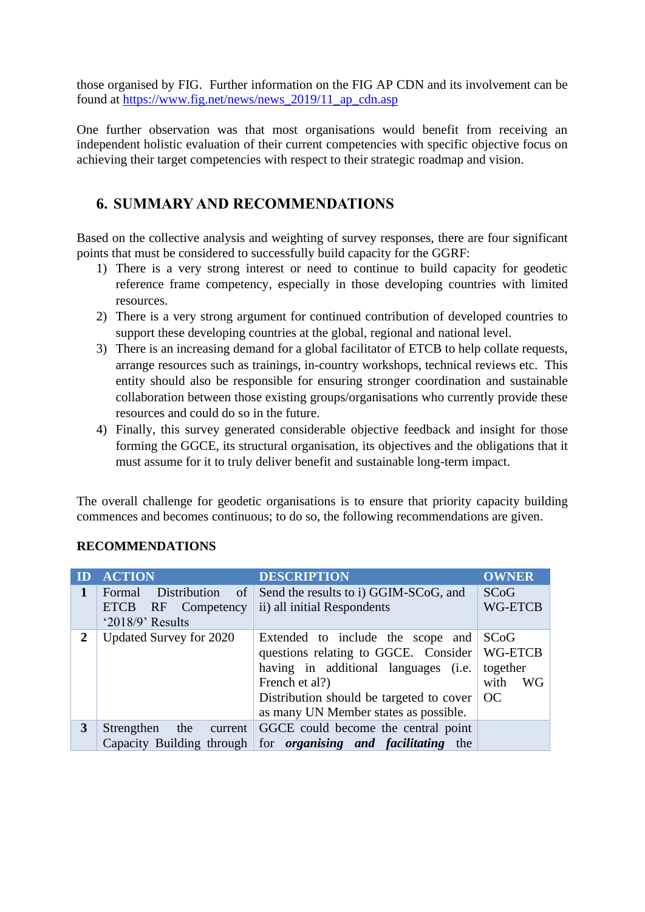those organised by FIG. Further information on the FIG AP CDN and its involvement can be found at https://www.fig.net/news/news_2019/11_ap_cdn.asp

One further observation was that most organisations would benefit from receiving an independent holistic evaluation of their current competencies with specific objective focus on achieving their target competencies with respect to their strategic roadmap and vision.

## 6. SUMMARY AND RECOMMENDATIONS

Based on the collective analysis and weighting of survey responses, there are four significant points that must be considered to successfully build capacity for the GGRF:

1) There is a very strong interest or need to continue to build capacity for geodetic reference frame competency, especially in those developing countries with limited resources.
2) There is a very strong argument for continued contribution of developed countries to support these developing countries at the global, regional and national level.
3) There is an increasing demand for a global facilitator of ETCB to help collate requests, arrange resources such as trainings, in-country workshops, technical reviews etc. This entity should also be responsible for ensuring stronger coordination and sustainable collaboration between those existing groups/organisations who currently provide these resources and could do so in the future.
4) Finally, this survey generated considerable objective feedback and insight for those forming the GGCE, its structural organisation, its objectives and the obligations that it must assume for it to truly deliver benefit and sustainable long-term impact.

The overall challenge for geodetic organisations is to ensure that priority capacity building commences and becomes continuous; to do so, the following recommendations are given.

**RECOMMENDATIONS**

| ID | ACTION | DESCRIPTION | OWNER |
|---|---|---|---|
| **1** | Formal Distribution of ETCB RF Competency '2018/9' Results | Send the results to i) GGIM-SCoG, and ii) all initial Respondents | SCoG WG-ETCB |
| **2** | Updated Survey for 2020 | Extended to include the scope and questions relating to GGCE. Consider having in additional languages (i.e. French et al?) Distribution should be targeted to cover as many UN Member states as possible. | SCoG WG-ETCB together with WG OC |
| **3** | Strengthen the current Capacity Building through | GGCE could become the central point for ***organising and facilitating*** the | |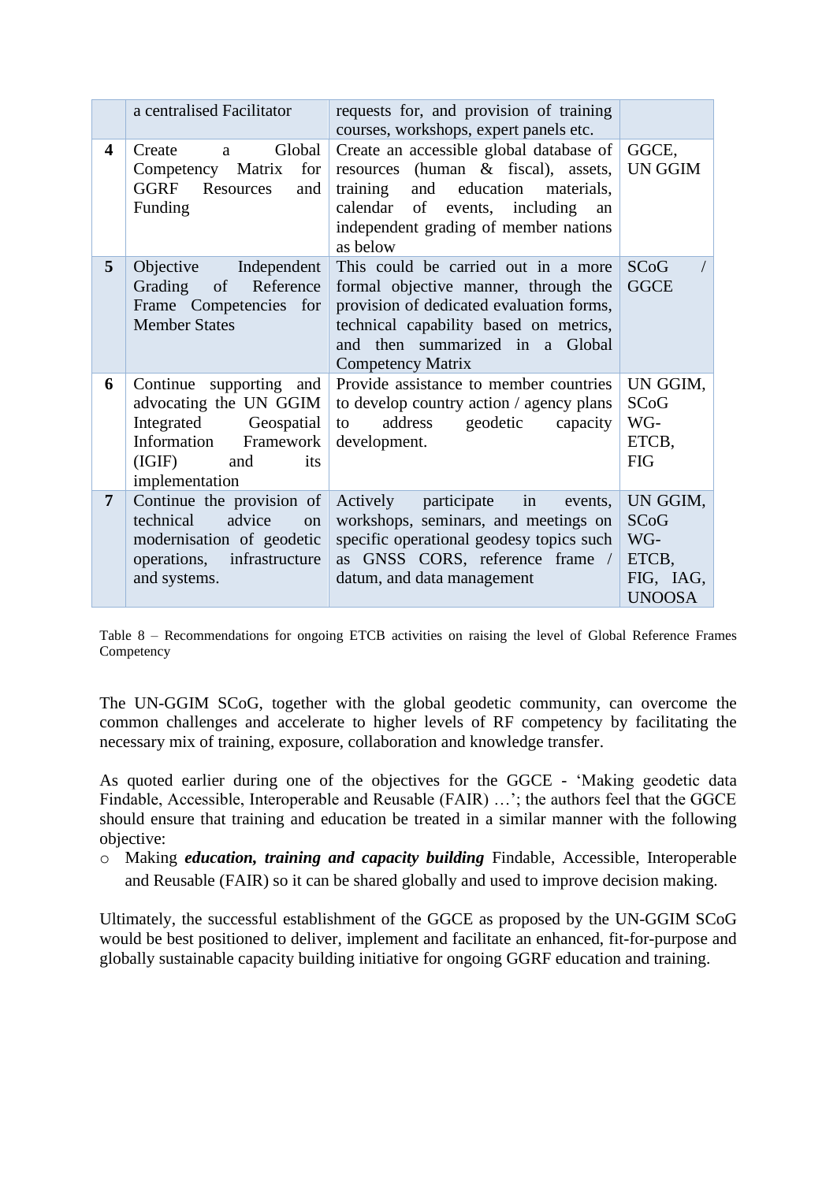| | | | |
|---|---|---|---|
| | a centralised Facilitator | requests for, and provision of training courses, workshops, expert panels etc. | |
| **4** | Create a Global Competency Matrix for GGRF Resources and Funding | Create an accessible global database of resources (human & fiscal), assets, training and education materials, calendar of events, including an independent grading of member nations as below | GGCE, UN GGIM |
| **5** | Objective Independent Grading of Reference Frame Competencies for Member States | This could be carried out in a more formal objective manner, through the provision of dedicated evaluation forms, technical capability based on metrics, and then summarized in a Global Competency Matrix | SCoG / GGCE |
| **6** | Continue supporting and advocating the UN GGIM Integrated Geospatial Information Framework (IGIF) and its implementation | Provide assistance to member countries to develop country action / agency plans to address geodetic capacity development. | UN GGIM, SCoG WG-ETCB, FIG |
| **7** | Continue the provision of technical advice on modernisation of geodetic operations, infrastructure and systems. | Actively participate in events, workshops, seminars, and meetings on specific operational geodesy topics such as GNSS CORS, reference frame / datum, and data management | UN GGIM, SCoG WG-ETCB, FIG, IAG, UNOOSA |

Table 8 – Recommendations for ongoing ETCB activities on raising the level of Global Reference Frames Competency

The UN-GGIM SCoG, together with the global geodetic community, can overcome the common challenges and accelerate to higher levels of RF competency by facilitating the necessary mix of training, exposure, collaboration and knowledge transfer.

As quoted earlier during one of the objectives for the GGCE - 'Making geodetic data Findable, Accessible, Interoperable and Reusable (FAIR) …'; the authors feel that the GGCE should ensure that training and education be treated in a similar manner with the following objective:

- Making ***education, training and capacity building*** Findable, Accessible, Interoperable and Reusable (FAIR) so it can be shared globally and used to improve decision making.

Ultimately, the successful establishment of the GGCE as proposed by the UN-GGIM SCoG would be best positioned to deliver, implement and facilitate an enhanced, fit-for-purpose and globally sustainable capacity building initiative for ongoing GGRF education and training.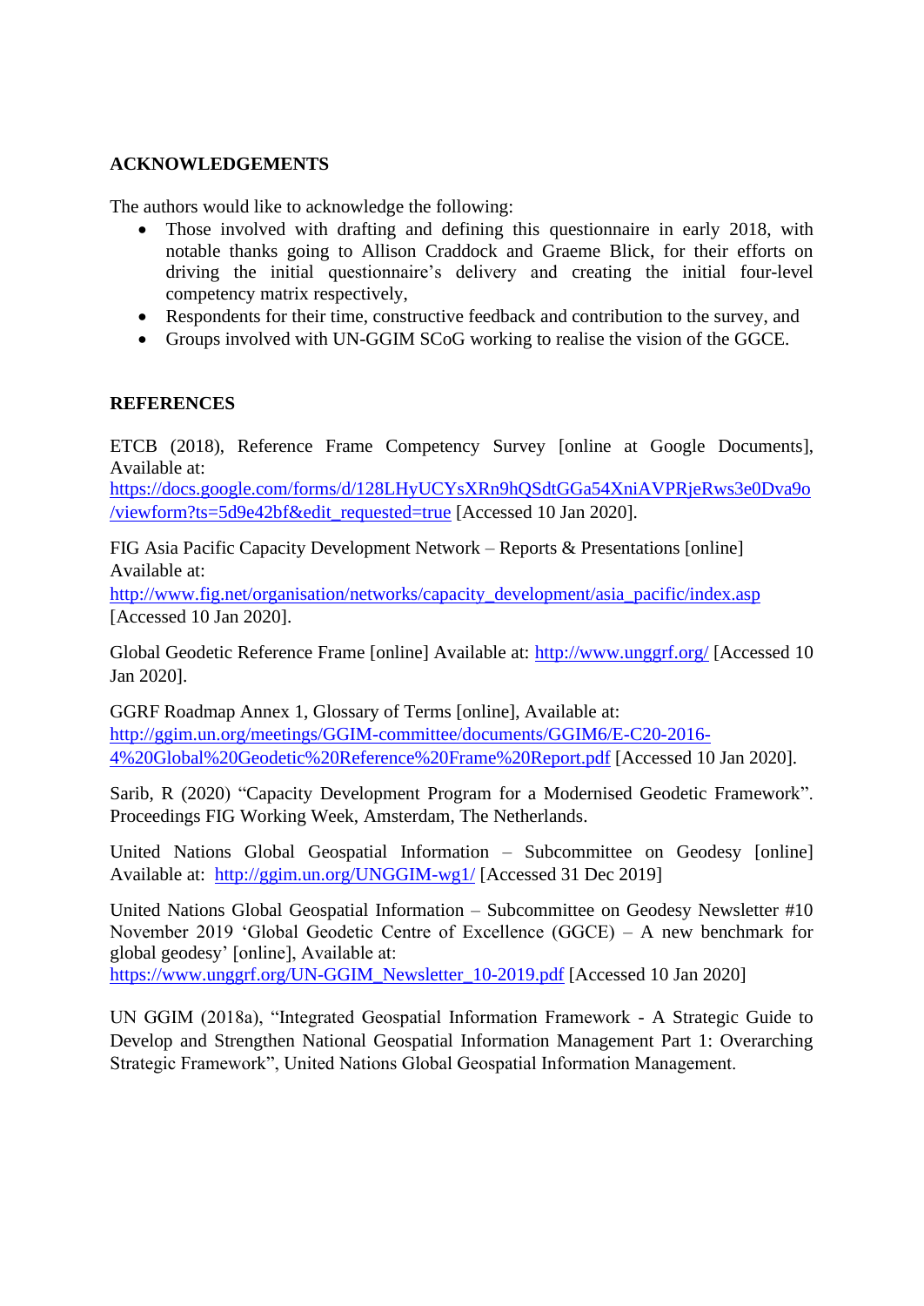## ACKNOWLEDGEMENTS

The authors would like to acknowledge the following:

- Those involved with drafting and defining this questionnaire in early 2018, with notable thanks going to Allison Craddock and Graeme Blick, for their efforts on driving the initial questionnaire's delivery and creating the initial four-level competency matrix respectively,
- Respondents for their time, constructive feedback and contribution to the survey, and
- Groups involved with UN-GGIM SCoG working to realise the vision of the GGCE.

## REFERENCES

ETCB (2018), Reference Frame Competency Survey [online at Google Documents], Available at: https://docs.google.com/forms/d/128LHyUCYsXRn9hQSdtGGa54XniAVPRjeRws3e0Dva9o/viewform?ts=5d9e42bf&edit_requested=true [Accessed 10 Jan 2020].

FIG Asia Pacific Capacity Development Network – Reports & Presentations [online] Available at: http://www.fig.net/organisation/networks/capacity_development/asia_pacific/index.asp [Accessed 10 Jan 2020].

Global Geodetic Reference Frame [online] Available at: http://www.unggrf.org/ [Accessed 10 Jan 2020].

GGRF Roadmap Annex 1, Glossary of Terms [online], Available at: http://ggim.un.org/meetings/GGIM-committee/documents/GGIM6/E-C20-2016-4%20Global%20Geodetic%20Reference%20Frame%20Report.pdf [Accessed 10 Jan 2020].

Sarib, R (2020) "Capacity Development Program for a Modernised Geodetic Framework". Proceedings FIG Working Week, Amsterdam, The Netherlands.

United Nations Global Geospatial Information – Subcommittee on Geodesy [online] Available at: http://ggim.un.org/UNGGIM-wg1/ [Accessed 31 Dec 2019]

United Nations Global Geospatial Information – Subcommittee on Geodesy Newsletter #10 November 2019 'Global Geodetic Centre of Excellence (GGCE) – A new benchmark for global geodesy' [online], Available at: https://www.unggrf.org/UN-GGIM_Newsletter_10-2019.pdf [Accessed 10 Jan 2020]

UN GGIM (2018a), "Integrated Geospatial Information Framework - A Strategic Guide to Develop and Strengthen National Geospatial Information Management Part 1: Overarching Strategic Framework", United Nations Global Geospatial Information Management.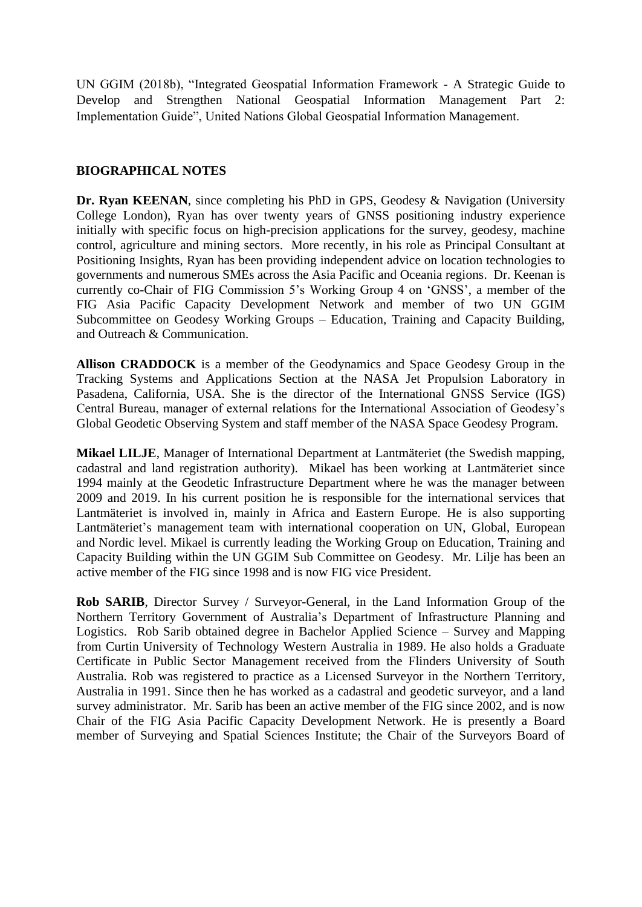UN GGIM (2018b), "Integrated Geospatial Information Framework - A Strategic Guide to Develop and Strengthen National Geospatial Information Management Part 2: Implementation Guide", United Nations Global Geospatial Information Management.

## BIOGRAPHICAL NOTES

**Dr. Ryan KEENAN**, since completing his PhD in GPS, Geodesy & Navigation (University College London), Ryan has over twenty years of GNSS positioning industry experience initially with specific focus on high-precision applications for the survey, geodesy, machine control, agriculture and mining sectors. More recently, in his role as Principal Consultant at Positioning Insights, Ryan has been providing independent advice on location technologies to governments and numerous SMEs across the Asia Pacific and Oceania regions. Dr. Keenan is currently co-Chair of FIG Commission 5's Working Group 4 on 'GNSS', a member of the FIG Asia Pacific Capacity Development Network and member of two UN GGIM Subcommittee on Geodesy Working Groups – Education, Training and Capacity Building, and Outreach & Communication.

**Allison CRADDOCK** is a member of the Geodynamics and Space Geodesy Group in the Tracking Systems and Applications Section at the NASA Jet Propulsion Laboratory in Pasadena, California, USA. She is the director of the International GNSS Service (IGS) Central Bureau, manager of external relations for the International Association of Geodesy's Global Geodetic Observing System and staff member of the NASA Space Geodesy Program.

**Mikael LILJE**, Manager of International Department at Lantmäteriet (the Swedish mapping, cadastral and land registration authority). Mikael has been working at Lantmäteriet since 1994 mainly at the Geodetic Infrastructure Department where he was the manager between 2009 and 2019. In his current position he is responsible for the international services that Lantmäteriet is involved in, mainly in Africa and Eastern Europe. He is also supporting Lantmäteriet's management team with international cooperation on UN, Global, European and Nordic level. Mikael is currently leading the Working Group on Education, Training and Capacity Building within the UN GGIM Sub Committee on Geodesy. Mr. Lilje has been an active member of the FIG since 1998 and is now FIG vice President.

**Rob SARIB**, Director Survey / Surveyor-General, in the Land Information Group of the Northern Territory Government of Australia's Department of Infrastructure Planning and Logistics. Rob Sarib obtained degree in Bachelor Applied Science – Survey and Mapping from Curtin University of Technology Western Australia in 1989. He also holds a Graduate Certificate in Public Sector Management received from the Flinders University of South Australia. Rob was registered to practice as a Licensed Surveyor in the Northern Territory, Australia in 1991. Since then he has worked as a cadastral and geodetic surveyor, and a land survey administrator. Mr. Sarib has been an active member of the FIG since 2002, and is now Chair of the FIG Asia Pacific Capacity Development Network. He is presently a Board member of Surveying and Spatial Sciences Institute; the Chair of the Surveyors Board of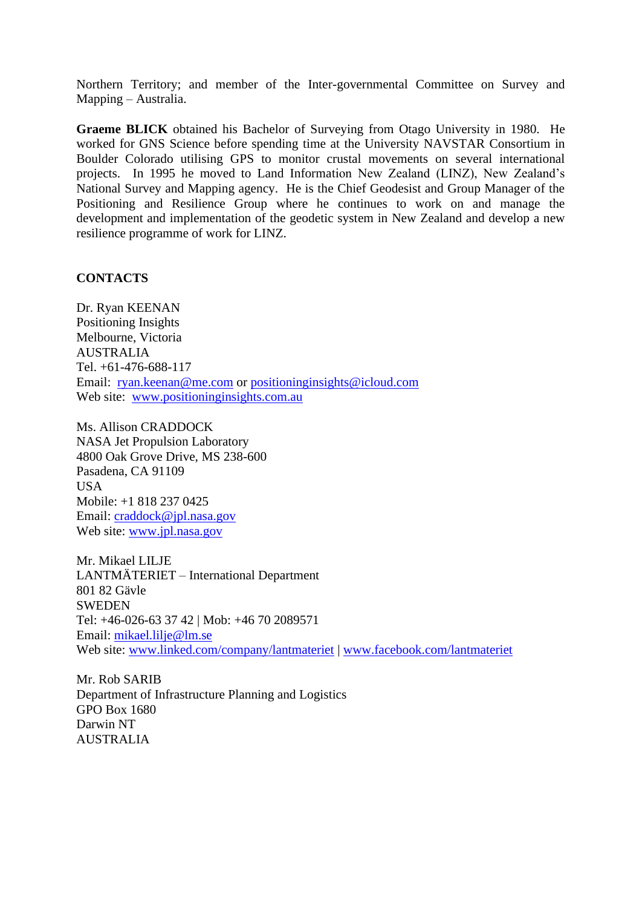Northern Territory; and member of the Inter-governmental Committee on Survey and Mapping – Australia.

**Graeme BLICK** obtained his Bachelor of Surveying from Otago University in 1980. He worked for GNS Science before spending time at the University NAVSTAR Consortium in Boulder Colorado utilising GPS to monitor crustal movements on several international projects. In 1995 he moved to Land Information New Zealand (LINZ), New Zealand's National Survey and Mapping agency. He is the Chief Geodesist and Group Manager of the Positioning and Resilience Group where he continues to work on and manage the development and implementation of the geodetic system in New Zealand and develop a new resilience programme of work for LINZ.

**CONTACTS**

Dr. Ryan KEENAN
Positioning Insights
Melbourne, Victoria
AUSTRALIA
Tel. +61-476-688-117
Email: ryan.keenan@me.com or positioninginsights@icloud.com
Web site: www.positioninginsights.com.au

Ms. Allison CRADDOCK
NASA Jet Propulsion Laboratory
4800 Oak Grove Drive, MS 238-600
Pasadena, CA 91109
USA
Mobile: +1 818 237 0425
Email: craddock@jpl.nasa.gov
Web site: www.jpl.nasa.gov

Mr. Mikael LILJE
LANTMÄTERIET – International Department
801 82 Gävle
SWEDEN
Tel: +46-026-63 37 42 | Mob: +46 70 2089571
Email: mikael.lilje@lm.se
Web site: www.linked.com/company/lantmateriet | www.facebook.com/lantmateriet

Mr. Rob SARIB
Department of Infrastructure Planning and Logistics
GPO Box 1680
Darwin NT
AUSTRALIA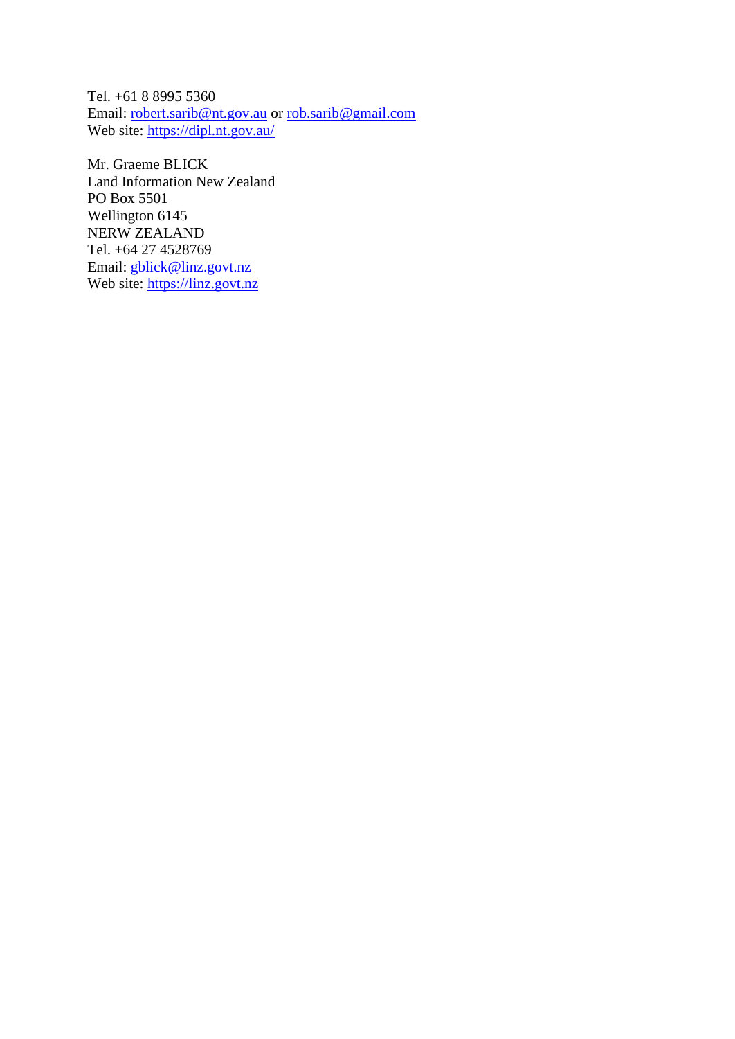Tel. +61 8 8995 5360  
Email: robert.sarib@nt.gov.au or rob.sarib@gmail.com  
Web site: https://dipl.nt.gov.au/

Mr. Graeme BLICK  
Land Information New Zealand  
PO Box 5501  
Wellington 6145  
NERW ZEALAND  
Tel. +64 27 4528769  
Email: gblick@linz.govt.nz  
Web site: https://linz.govt.nz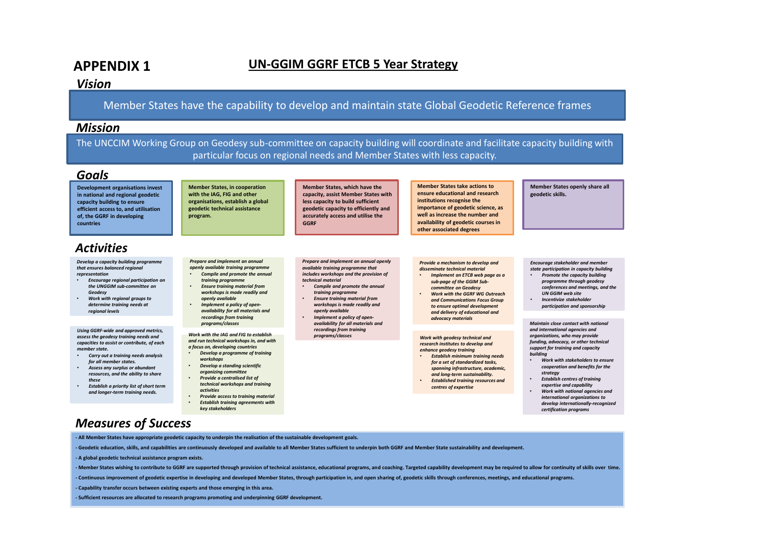# APPENDIX 1

## UN-GGIM GGRF ETCB 5 Year Strategy

## *Vision*

Member States have the capability to develop and maintain state Global Geodetic Reference frames

## *Mission*

The UNCCIM Working Group on Geodesy sub-committee on capacity building will coordinate and facilitate capacity building with particular focus on regional needs and Member States with less capacity.

## *Goals*

**Goal 1:** **Development organisations invest in national and regional geodetic capacity building to ensure efficient access to, and utilisation of, the GGRF in developing countries**

**Goal 2:** **Member States, in cooperation with the IAG, FIG and other organisations, establish a global geodetic technical assistance program.**

**Goal 3:** **Member States, which have the capacity, assist Member States with less capacity to build sufficient geodetic capacity to efficiently and accurately access and utilise the GGRF**

**Goal 4:** **Member States take actions to ensure educational and research institutions recognise the importance of geodetic science, as well as increase the number and availability of geodetic courses in other associated degrees**

**Goal 5:** **Member States openly share all geodetic skills.**

## *Activities*

### Goal 1 activities

*Develop a capacity building programme that ensures balanced regional representation*

- *Encourage regional participation on the UNGGIM sub-committee on Geodesy*
- *Work with regional groups to determine training needs at regional levels*

*Using GGRF-wide and approved metrics, assess the geodesy training needs and capacities to assist or contribute, of each member state.*

- *Carry out a training needs analysis for all member states.*
- *Assess any surplus or abundant resources, and the ability to share these*
- *Establish a priority list of short term and longer-term training needs.*

### Goal 2 activities

*Prepare and implement an annual openly available training programme*

- *Compile and promote the annual training programme*
- *Ensure training material from workshops is made readily and openly available*
- *Implement a policy of open-availability for all materials and recordings from training programs/classes*

*Work with the IAG and FIG to establish and run technical workshops in, and with a focus on, developing countries*

- *Develop a programme of training workshops*
- *Develop a standing scientific organizing committee*
- *Provide a centralised list of technical workshops and training activities*
- *Provide access to training material*
- *Establish training agreements with key stakeholders*

### Goal 3 activities

*Prepare and implement an annual openly available training programme that includes workshops and the provision of technical material*

- *Compile and promote the annual training programme*
- *Ensure training material from workshops is made readily and openly available*
- *Implement a policy of open-availability for all materials and recordings from training programs/classes*

### Goal 4 activities

*Provide a mechanism to develop and disseminate technical material*

- *Implement an ETCB web page as a sub-page of the GGIM Sub-committee on Geodesy*
- *Work with the GGRF WG Outreach and Communications Focus Group to ensure optimal development and delivery of educational and advocacy materials*

*Work with geodesy technical and research institutes to develop and enhance geodesy training*

- *Establish minimum training needs for a set of standardized tasks, spanning infrastructure, academic, and long-term sustainability.*
- *Established training resources and centres of expertise*

### Goal 5 activities

*Encourage stakeholder and member state participation in capacity building*

- *Promote the capacity building programme through geodesy conferences and meetings, and the UN GGIM web site*
- *Incentivize stakeholder participation and sponsorship*

*Maintain close contact with national and international agencies and organizations, who may provide funding, advocacy, or other technical support for training and capacity building*

- *Work with stakeholders to ensure cooperation and benefits for the strategy*
- *Establish centres of training expertise and capability*
- *Work with national agencies and international organizations to develop internationally-recognized certification programs*

## *Measures of Success*

**- All Member States have appropriate geodetic capacity to underpin the realisation of the sustainable development goals.**

**- Geodetic education, skills, and capabilities are continuously developed and available to all Member States sufficient to underpin both GGRF and Member State sustainability and development.**

**- A global geodetic technical assistance program exists.**

**- Member States wishing to contribute to GGRF are supported through provision of technical assistance, educational programs, and coaching. Targeted capability development may be required to allow for continuity of skills over time.**

**- Continuous improvement of geodetic expertise in developing and developed Member States, through participation in, and open sharing of, geodetic skills through conferences, meetings, and educational programs.**

**- Capability transfer occurs between existing experts and those emerging in this area.**

**- Sufficient resources are allocated to research programs promoting and underpinning GGRF development.**